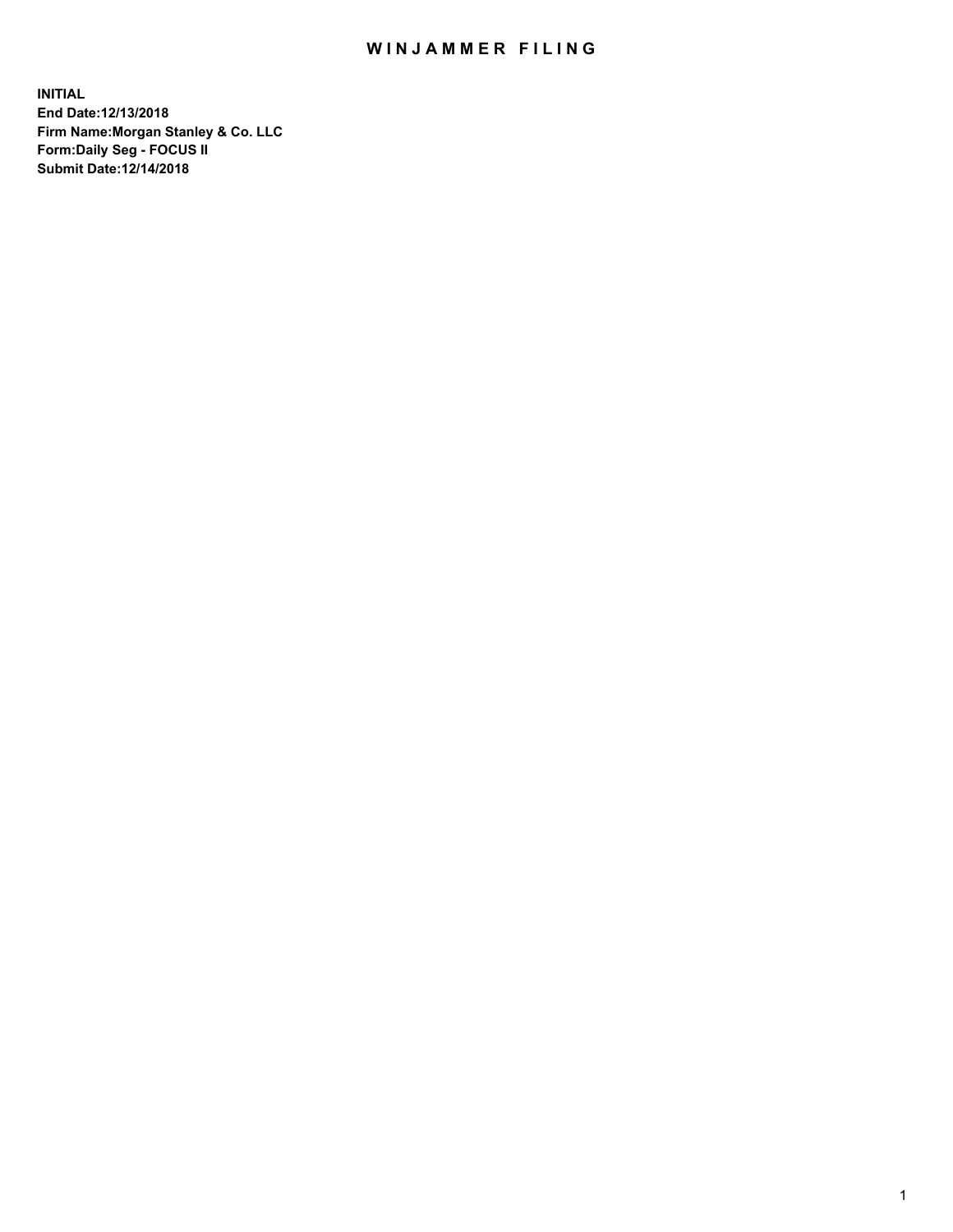# WINJAMMER FILING

**INITIAL**
**End Date:12/13/2018**
**Firm Name:Morgan Stanley & Co. LLC**
**Form:Daily Seg - FOCUS II**
**Submit Date:12/14/2018**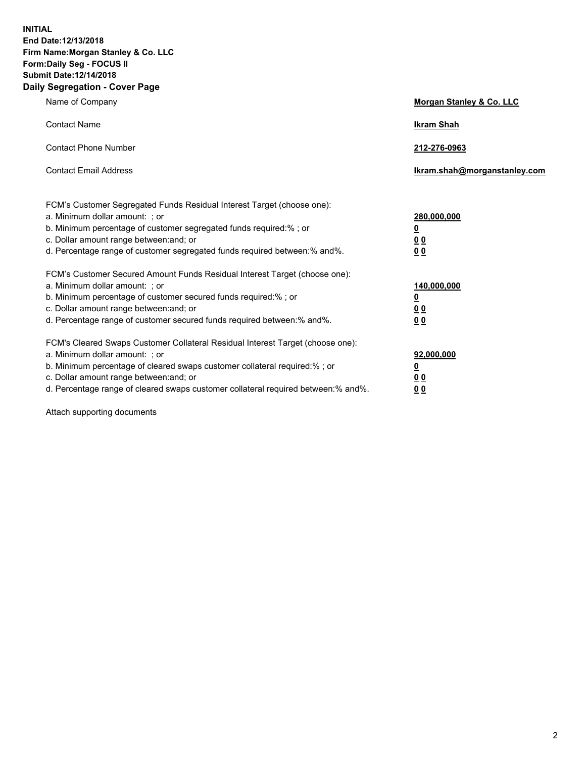**INITIAL**
**End Date:12/13/2018**
**Firm Name:Morgan Stanley & Co. LLC**
**Form:Daily Seg - FOCUS II**
**Submit Date:12/14/2018**

## Daily Segregation - Cover Page

| | |
|---|---|
| Name of Company | **Morgan Stanley & Co. LLC** |
| Contact Name | **Ikram Shah** |
| Contact Phone Number | **212-276-0963** |
| Contact Email Address | **Ikram.shah@morganstanley.com** |

| | |
|---|---|
| FCM's Customer Segregated Funds Residual Interest Target (choose one): | |
| a. Minimum dollar amount: ; or | **280,000,000** |
| b. Minimum percentage of customer segregated funds required:% ; or | **0** |
| c. Dollar amount range between:and; or | **0 0** |
| d. Percentage range of customer segregated funds required between:% and%. | **0 0** |
| FCM's Customer Secured Amount Funds Residual Interest Target (choose one): | |
| a. Minimum dollar amount: ; or | **140,000,000** |
| b. Minimum percentage of customer secured funds required:% ; or | **0** |
| c. Dollar amount range between:and; or | **0 0** |
| d. Percentage range of customer secured funds required between:% and%. | **0 0** |
| FCM's Cleared Swaps Customer Collateral Residual Interest Target (choose one): | |
| a. Minimum dollar amount: ; or | **92,000,000** |
| b. Minimum percentage of cleared swaps customer collateral required:% ; or | **0** |
| c. Dollar amount range between:and; or | **0 0** |
| d. Percentage range of cleared swaps customer collateral required between:% and%. | **0 0** |

Attach supporting documents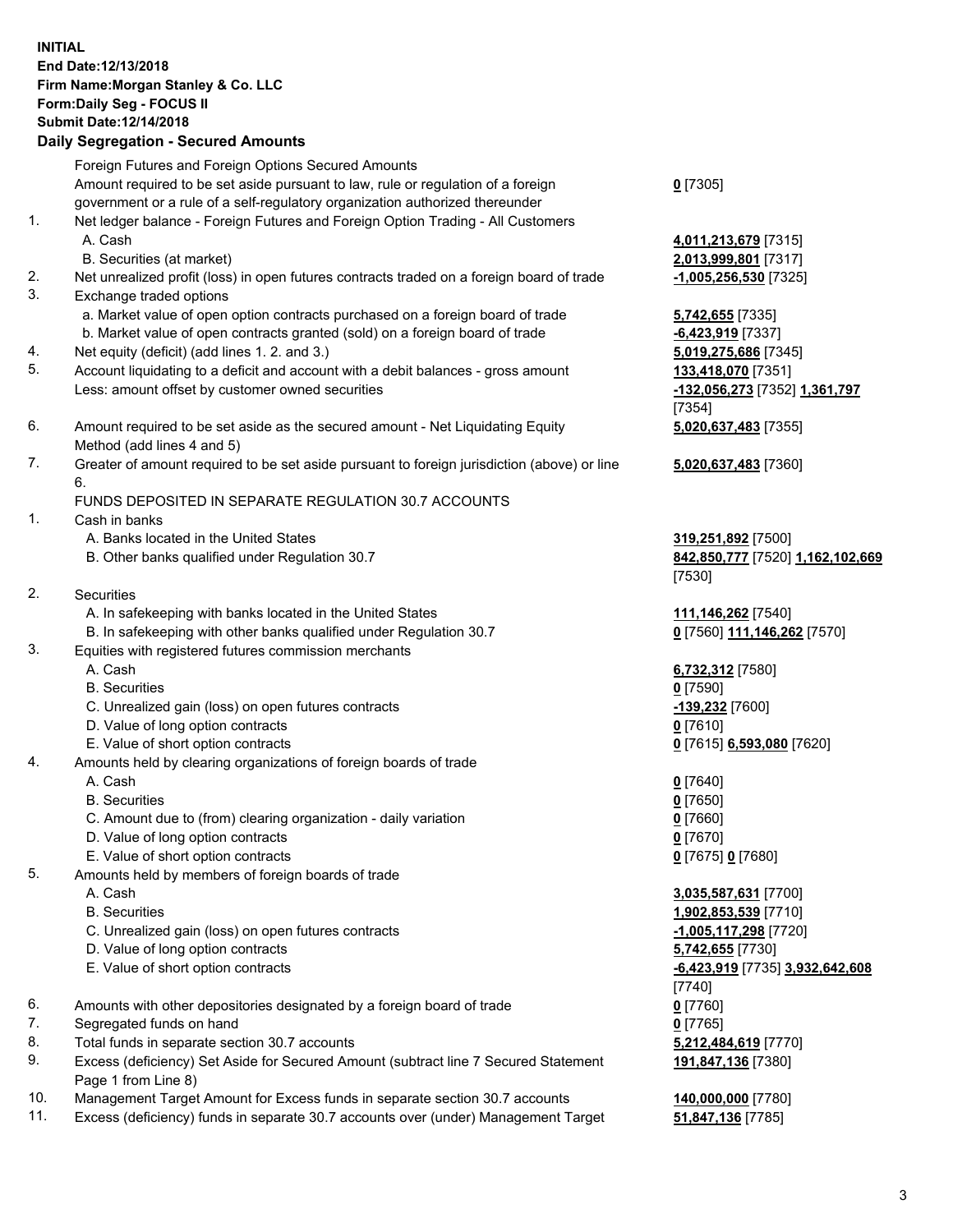**INITIAL**
**End Date:12/13/2018**
**Firm Name:Morgan Stanley & Co. LLC**
**Form:Daily Seg - FOCUS II**
**Submit Date:12/14/2018**

**Daily Segregation - Secured Amounts**

| | | |
|---|---|---|
| | Foreign Futures and Foreign Options Secured Amounts | |
| | Amount required to be set aside pursuant to law, rule or regulation of a foreign government or a rule of a self-regulatory organization authorized thereunder | **0** [7305] |
| 1. | Net ledger balance - Foreign Futures and Foreign Option Trading - All Customers | |
| | A. Cash | **4,011,213,679** [7315] |
| | B. Securities (at market) | **2,013,999,801** [7317] |
| 2. | Net unrealized profit (loss) in open futures contracts traded on a foreign board of trade | **-1,005,256,530** [7325] |
| 3. | Exchange traded options | |
| | a. Market value of open option contracts purchased on a foreign board of trade | **5,742,655** [7335] |
| | b. Market value of open contracts granted (sold) on a foreign board of trade | **-6,423,919** [7337] |
| 4. | Net equity (deficit) (add lines 1. 2. and 3.) | **5,019,275,686** [7345] |
| 5. | Account liquidating to a deficit and account with a debit balances - gross amount | **133,418,070** [7351] |
| | Less: amount offset by customer owned securities | **-132,056,273** [7352] **1,361,797** [7354] |
| 6. | Amount required to be set aside as the secured amount - Net Liquidating Equity Method (add lines 4 and 5) | **5,020,637,483** [7355] |
| 7. | Greater of amount required to be set aside pursuant to foreign jurisdiction (above) or line 6. | **5,020,637,483** [7360] |
| | FUNDS DEPOSITED IN SEPARATE REGULATION 30.7 ACCOUNTS | |
| 1. | Cash in banks | |
| | A. Banks located in the United States | **319,251,892** [7500] |
| | B. Other banks qualified under Regulation 30.7 | **842,850,777** [7520] **1,162,102,669** [7530] |
| 2. | Securities | |
| | A. In safekeeping with banks located in the United States | **111,146,262** [7540] |
| | B. In safekeeping with other banks qualified under Regulation 30.7 | **0** [7560] **111,146,262** [7570] |
| 3. | Equities with registered futures commission merchants | |
| | A. Cash | **6,732,312** [7580] |
| | B. Securities | **0** [7590] |
| | C. Unrealized gain (loss) on open futures contracts | **-139,232** [7600] |
| | D. Value of long option contracts | **0** [7610] |
| | E. Value of short option contracts | **0** [7615] **6,593,080** [7620] |
| 4. | Amounts held by clearing organizations of foreign boards of trade | |
| | A. Cash | **0** [7640] |
| | B. Securities | **0** [7650] |
| | C. Amount due to (from) clearing organization - daily variation | **0** [7660] |
| | D. Value of long option contracts | **0** [7670] |
| | E. Value of short option contracts | **0** [7675] **0** [7680] |
| 5. | Amounts held by members of foreign boards of trade | |
| | A. Cash | **3,035,587,631** [7700] |
| | B. Securities | **1,902,853,539** [7710] |
| | C. Unrealized gain (loss) on open futures contracts | **-1,005,117,298** [7720] |
| | D. Value of long option contracts | **5,742,655** [7730] |
| | E. Value of short option contracts | **-6,423,919** [7735] **3,932,642,608** [7740] |
| 6. | Amounts with other depositories designated by a foreign board of trade | **0** [7760] |
| 7. | Segregated funds on hand | **0** [7765] |
| 8. | Total funds in separate section 30.7 accounts | **5,212,484,619** [7770] |
| 9. | Excess (deficiency) Set Aside for Secured Amount (subtract line 7 Secured Statement Page 1 from Line 8) | **191,847,136** [7380] |
| 10. | Management Target Amount for Excess funds in separate section 30.7 accounts | **140,000,000** [7780] |
| 11. | Excess (deficiency) funds in separate 30.7 accounts over (under) Management Target | **51,847,136** [7785] |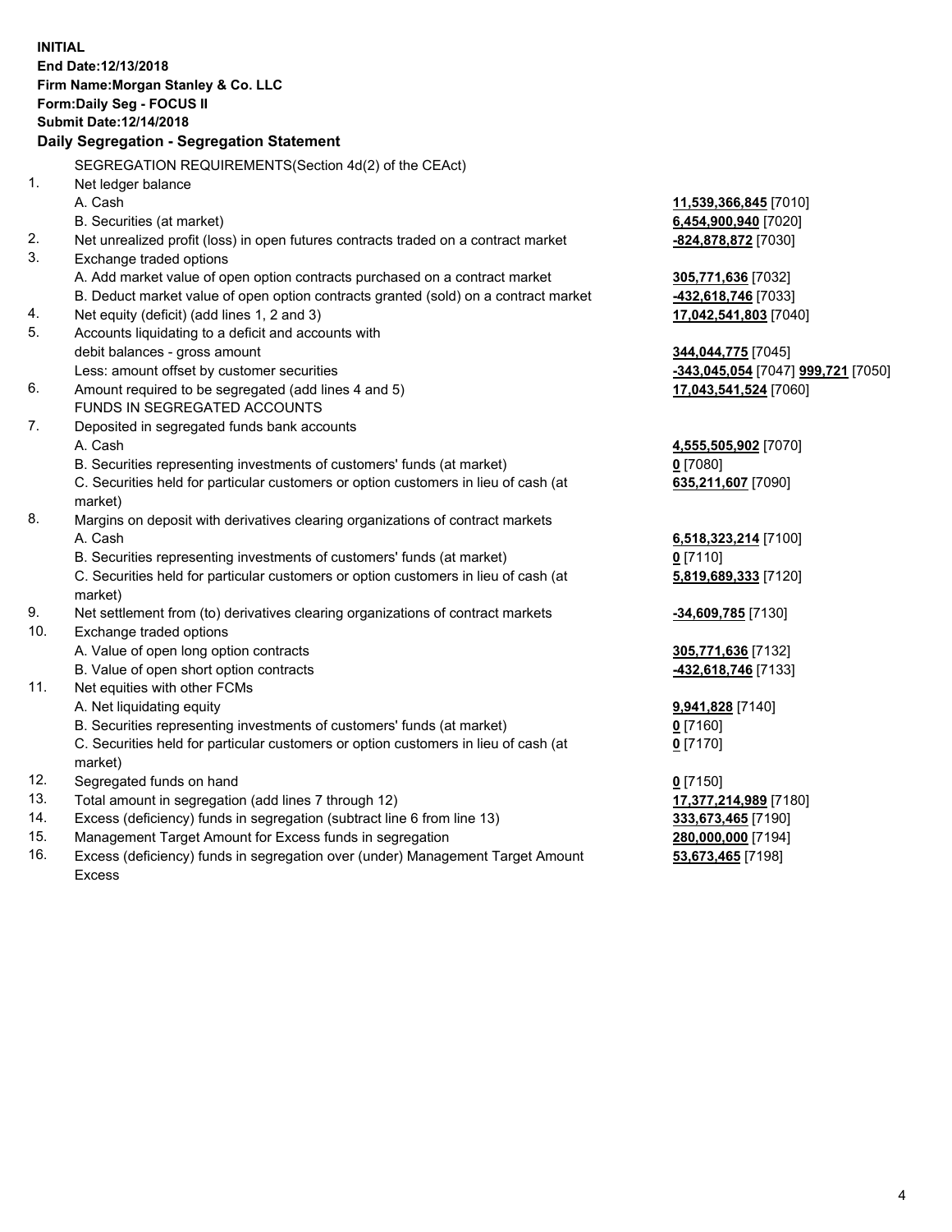**INITIAL**
**End Date:12/13/2018**
**Firm Name:Morgan Stanley & Co. LLC**
**Form:Daily Seg - FOCUS II**
**Submit Date:12/14/2018**

**Daily Segregation - Segregation Statement**

SEGREGATION REQUIREMENTS(Section 4d(2) of the CEAct)

| | | |
|---|---|---|
| 1. | Net ledger balance | |
| | A. Cash | **11,539,366,845** [7010] |
| | B. Securities (at market) | **6,454,900,940** [7020] |
| 2. | Net unrealized profit (loss) in open futures contracts traded on a contract market | **-824,878,872** [7030] |
| 3. | Exchange traded options | |
| | A. Add market value of open option contracts purchased on a contract market | **305,771,636** [7032] |
| | B. Deduct market value of open option contracts granted (sold) on a contract market | **-432,618,746** [7033] |
| 4. | Net equity (deficit) (add lines 1, 2 and 3) | **17,042,541,803** [7040] |
| 5. | Accounts liquidating to a deficit and accounts with debit balances - gross amount | **344,044,775** [7045] |
| | Less: amount offset by customer securities | **-343,045,054** [7047] **999,721** [7050] |
| 6. | Amount required to be segregated (add lines 4 and 5) | **17,043,541,524** [7060] |
| | FUNDS IN SEGREGATED ACCOUNTS | |
| 7. | Deposited in segregated funds bank accounts | |
| | A. Cash | **4,555,505,902** [7070] |
| | B. Securities representing investments of customers' funds (at market) | **0** [7080] |
| | C. Securities held for particular customers or option customers in lieu of cash (at market) | **635,211,607** [7090] |
| 8. | Margins on deposit with derivatives clearing organizations of contract markets | |
| | A. Cash | **6,518,323,214** [7100] |
| | B. Securities representing investments of customers' funds (at market) | **0** [7110] |
| | C. Securities held for particular customers or option customers in lieu of cash (at market) | **5,819,689,333** [7120] |
| 9. | Net settlement from (to) derivatives clearing organizations of contract markets | **-34,609,785** [7130] |
| 10. | Exchange traded options | |
| | A. Value of open long option contracts | **305,771,636** [7132] |
| | B. Value of open short option contracts | **-432,618,746** [7133] |
| 11. | Net equities with other FCMs | |
| | A. Net liquidating equity | **9,941,828** [7140] |
| | B. Securities representing investments of customers' funds (at market) | **0** [7160] |
| | C. Securities held for particular customers or option customers in lieu of cash (at market) | **0** [7170] |
| 12. | Segregated funds on hand | **0** [7150] |
| 13. | Total amount in segregation (add lines 7 through 12) | **17,377,214,989** [7180] |
| 14. | Excess (deficiency) funds in segregation (subtract line 6 from line 13) | **333,673,465** [7190] |
| 15. | Management Target Amount for Excess funds in segregation | **280,000,000** [7194] |
| 16. | Excess (deficiency) funds in segregation over (under) Management Target Amount Excess | **53,673,465** [7198] |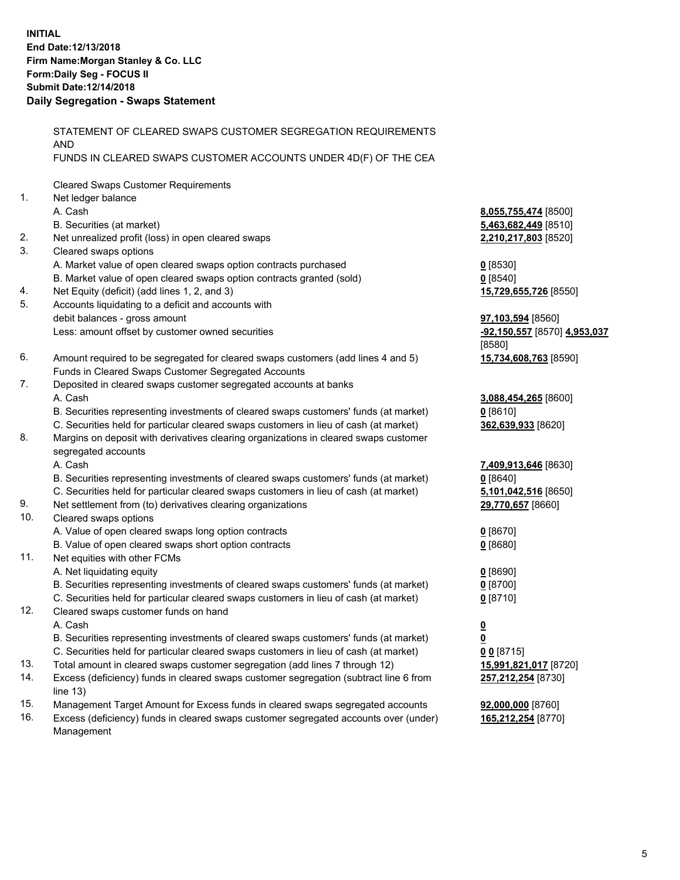**INITIAL**
**End Date:12/13/2018**
**Firm Name:Morgan Stanley & Co. LLC**
**Form:Daily Seg - FOCUS II**
**Submit Date:12/14/2018**
**Daily Segregation - Swaps Statement**

STATEMENT OF CLEARED SWAPS CUSTOMER SEGREGATION REQUIREMENTS AND FUNDS IN CLEARED SWAPS CUSTOMER ACCOUNTS UNDER 4D(F) OF THE CEA

| | | |
|---|---|---|
| | Cleared Swaps Customer Requirements | |
| 1. | Net ledger balance | |
| | A. Cash | **8,055,755,474** [8500] |
| | B. Securities (at market) | **5,463,682,449** [8510] |
| 2. | Net unrealized profit (loss) in open cleared swaps | **2,210,217,803** [8520] |
| 3. | Cleared swaps options | |
| | A. Market value of open cleared swaps option contracts purchased | **0** [8530] |
| | B. Market value of open cleared swaps option contracts granted (sold) | **0** [8540] |
| 4. | Net Equity (deficit) (add lines 1, 2, and 3) | **15,729,655,726** [8550] |
| 5. | Accounts liquidating to a deficit and accounts with debit balances - gross amount | **97,103,594** [8560] |
| | Less: amount offset by customer owned securities | **-92,150,557** [8570] **4,953,037** [8580] |
| 6. | Amount required to be segregated for cleared swaps customers (add lines 4 and 5) | **15,734,608,763** [8590] |
| | Funds in Cleared Swaps Customer Segregated Accounts | |
| 7. | Deposited in cleared swaps customer segregated accounts at banks | |
| | A. Cash | **3,088,454,265** [8600] |
| | B. Securities representing investments of cleared swaps customers' funds (at market) | **0** [8610] |
| | C. Securities held for particular cleared swaps customers in lieu of cash (at market) | **362,639,933** [8620] |
| 8. | Margins on deposit with derivatives clearing organizations in cleared swaps customer segregated accounts | |
| | A. Cash | **7,409,913,646** [8630] |
| | B. Securities representing investments of cleared swaps customers' funds (at market) | **0** [8640] |
| | C. Securities held for particular cleared swaps customers in lieu of cash (at market) | **5,101,042,516** [8650] |
| 9. | Net settlement from (to) derivatives clearing organizations | **29,770,657** [8660] |
| 10. | Cleared swaps options | |
| | A. Value of open cleared swaps long option contracts | **0** [8670] |
| | B. Value of open cleared swaps short option contracts | **0** [8680] |
| 11. | Net equities with other FCMs | |
| | A. Net liquidating equity | **0** [8690] |
| | B. Securities representing investments of cleared swaps customers' funds (at market) | **0** [8700] |
| | C. Securities held for particular cleared swaps customers in lieu of cash (at market) | **0** [8710] |
| 12. | Cleared swaps customer funds on hand | |
| | A. Cash | **0** |
| | B. Securities representing investments of cleared swaps customers' funds (at market) | **0** |
| | C. Securities held for particular cleared swaps customers in lieu of cash (at market) | **0** **0** [8715] |
| 13. | Total amount in cleared swaps customer segregation (add lines 7 through 12) | **15,991,821,017** [8720] |
| 14. | Excess (deficiency) funds in cleared swaps customer segregation (subtract line 6 from line 13) | **257,212,254** [8730] |
| 15. | Management Target Amount for Excess funds in cleared swaps segregated accounts | **92,000,000** [8760] |
| 16. | Excess (deficiency) funds in cleared swaps customer segregated accounts over (under) Management | **165,212,254** [8770] |